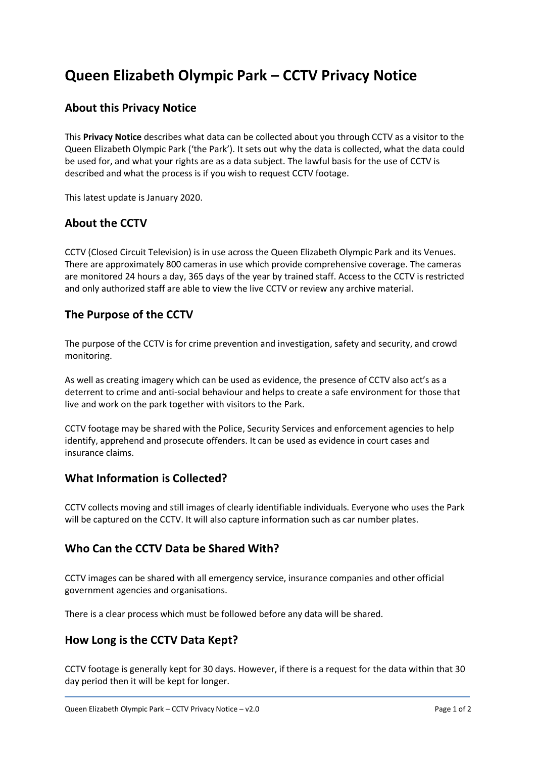# Queen Elizabeth Olympic Park – CCTV Privacy Notice

## About this Privacy Notice

This **Privacy Notice** describes what data can be collected about you through CCTV as a visitor to the Queen Elizabeth Olympic Park ('the Park'). It sets out why the data is collected, what the data could be used for, and what your rights are as a data subject. The lawful basis for the use of CCTV is described and what the process is if you wish to request CCTV footage.

This latest update is January 2020.

## About the CCTV

CCTV (Closed Circuit Television) is in use across the Queen Elizabeth Olympic Park and its Venues. There are approximately 800 cameras in use which provide comprehensive coverage. The cameras are monitored 24 hours a day, 365 days of the year by trained staff. Access to the CCTV is restricted and only authorized staff are able to view the live CCTV or review any archive material.

## The Purpose of the CCTV

The purpose of the CCTV is for crime prevention and investigation, safety and security, and crowd monitoring.

As well as creating imagery which can be used as evidence, the presence of CCTV also act's as a deterrent to crime and anti-social behaviour and helps to create a safe environment for those that live and work on the park together with visitors to the Park.

CCTV footage may be shared with the Police, Security Services and enforcement agencies to help identify, apprehend and prosecute offenders. It can be used as evidence in court cases and insurance claims.

## What Information is Collected?

CCTV collects moving and still images of clearly identifiable individuals. Everyone who uses the Park will be captured on the CCTV. It will also capture information such as car number plates.

## Who Can the CCTV Data be Shared With?

CCTV images can be shared with all emergency service, insurance companies and other official government agencies and organisations.

There is a clear process which must be followed before any data will be shared.

## How Long is the CCTV Data Kept?

CCTV footage is generally kept for 30 days. However, if there is a request for the data within that 30 day period then it will be kept for longer.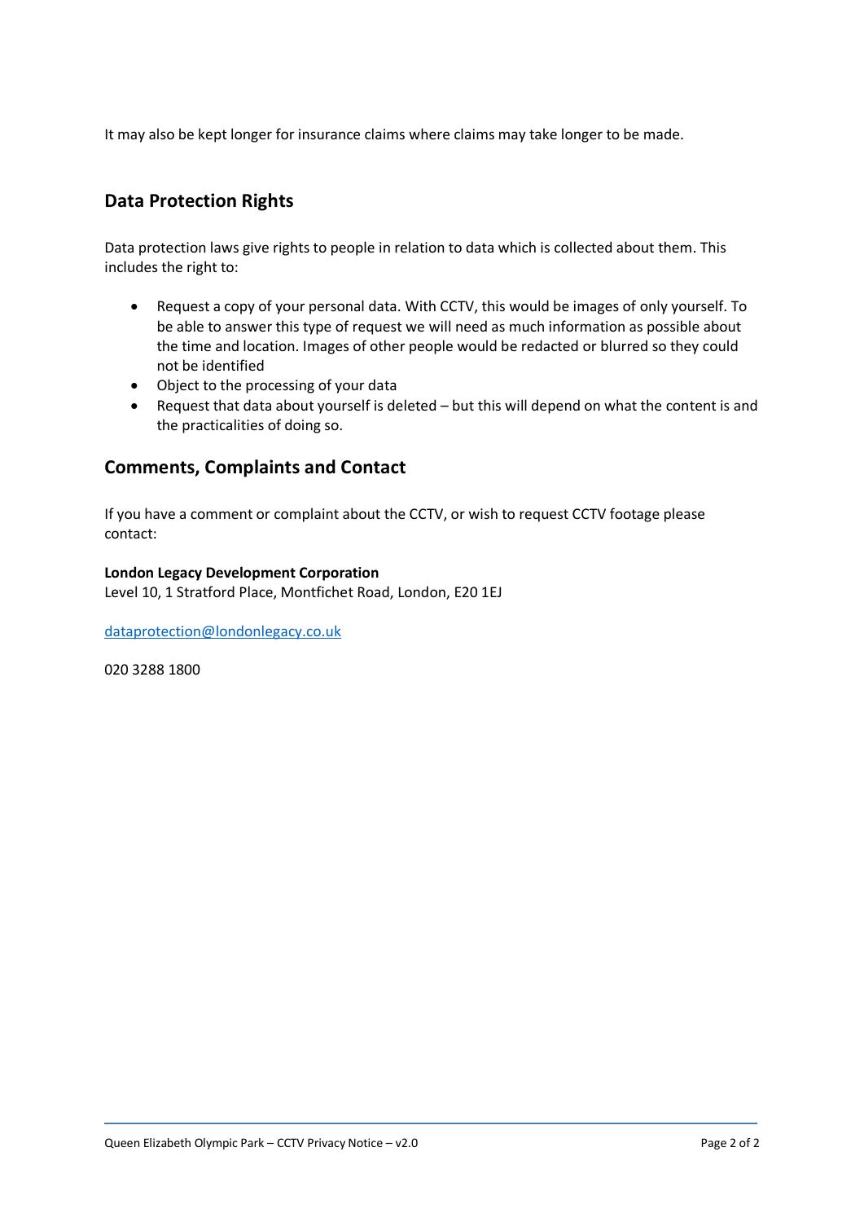It may also be kept longer for insurance claims where claims may take longer to be made.

## Data Protection Rights

Data protection laws give rights to people in relation to data which is collected about them. This includes the right to:

- Request a copy of your personal data. With CCTV, this would be images of only yourself. To be able to answer this type of request we will need as much information as possible about the time and location. Images of other people would be redacted or blurred so they could not be identified
- Object to the processing of your data
- Request that data about yourself is deleted – but this will depend on what the content is and the practicalities of doing so.

## Comments, Complaints and Contact

If you have a comment or complaint about the CCTV, or wish to request CCTV footage please contact:

**London Legacy Development Corporation**
Level 10, 1 Stratford Place, Montfichet Road, London, E20 1EJ

dataprotection@londonlegacy.co.uk

020 3288 1800